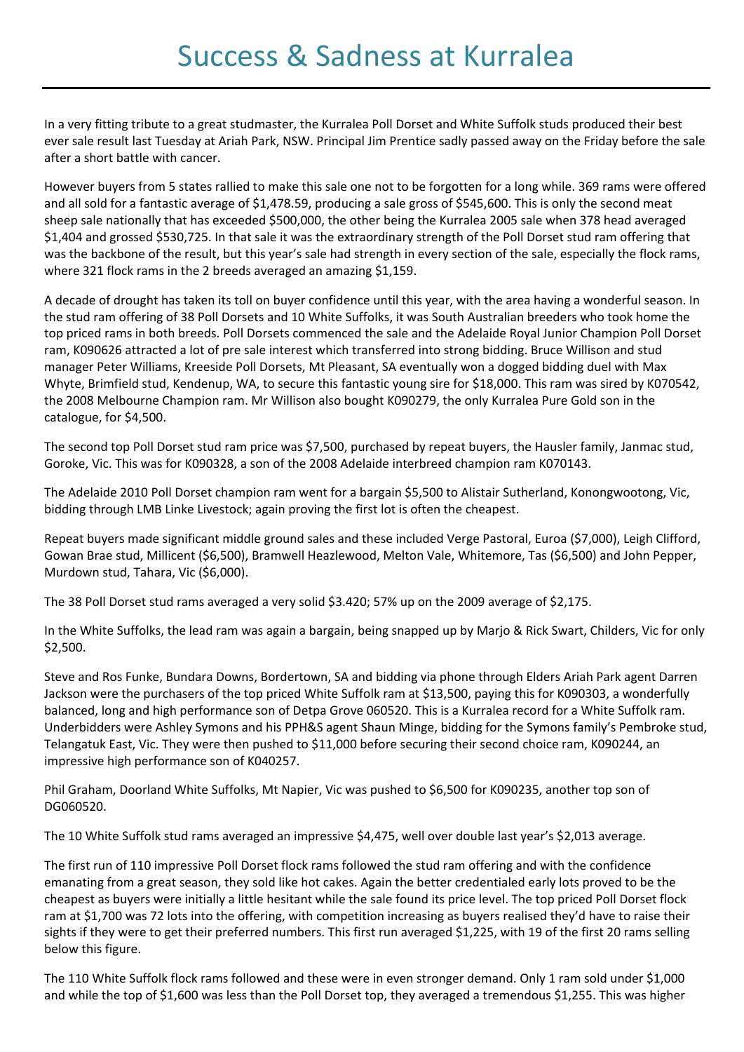# Success & Sadness at Kurralea

In a very fitting tribute to a great studmaster, the Kurralea Poll Dorset and White Suffolk studs produced their best ever sale result last Tuesday at Ariah Park, NSW. Principal Jim Prentice sadly passed away on the Friday before the sale after a short battle with cancer.

However buyers from 5 states rallied to make this sale one not to be forgotten for a long while. 369 rams were offered and all sold for a fantastic average of $1,478.59, producing a sale gross of $545,600. This is only the second meat sheep sale nationally that has exceeded $500,000, the other being the Kurralea 2005 sale when 378 head averaged $1,404 and grossed $530,725. In that sale it was the extraordinary strength of the Poll Dorset stud ram offering that was the backbone of the result, but this year's sale had strength in every section of the sale, especially the flock rams, where 321 flock rams in the 2 breeds averaged an amazing $1,159.

A decade of drought has taken its toll on buyer confidence until this year, with the area having a wonderful season. In the stud ram offering of 38 Poll Dorsets and 10 White Suffolks, it was South Australian breeders who took home the top priced rams in both breeds. Poll Dorsets commenced the sale and the Adelaide Royal Junior Champion Poll Dorset ram, K090626 attracted a lot of pre sale interest which transferred into strong bidding. Bruce Willison and stud manager Peter Williams, Kreeside Poll Dorsets, Mt Pleasant, SA eventually won a dogged bidding duel with Max Whyte, Brimfield stud, Kendenup, WA, to secure this fantastic young sire for $18,000. This ram was sired by K070542, the 2008 Melbourne Champion ram. Mr Willison also bought K090279, the only Kurralea Pure Gold son in the catalogue, for $4,500.

The second top Poll Dorset stud ram price was $7,500, purchased by repeat buyers, the Hausler family, Janmac stud, Goroke, Vic. This was for K090328, a son of the 2008 Adelaide interbreed champion ram K070143.

The Adelaide 2010 Poll Dorset champion ram went for a bargain $5,500 to Alistair Sutherland, Konongwootong, Vic, bidding through LMB Linke Livestock; again proving the first lot is often the cheapest.

Repeat buyers made significant middle ground sales and these included Verge Pastoral, Euroa ($7,000), Leigh Clifford, Gowan Brae stud, Millicent ($6,500), Bramwell Heazlewood, Melton Vale, Whitemore, Tas ($6,500) and John Pepper, Murdown stud, Tahara, Vic ($6,000).

The 38 Poll Dorset stud rams averaged a very solid $3.420; 57% up on the 2009 average of $2,175.

In the White Suffolks, the lead ram was again a bargain, being snapped up by Marjo & Rick Swart, Childers, Vic for only $2,500.

Steve and Ros Funke, Bundara Downs, Bordertown, SA and bidding via phone through Elders Ariah Park agent Darren Jackson were the purchasers of the top priced White Suffolk ram at $13,500, paying this for K090303, a wonderfully balanced, long and high performance son of Detpa Grove 060520. This is a Kurralea record for a White Suffolk ram. Underbidders were Ashley Symons and his PPH&S agent Shaun Minge, bidding for the Symons family's Pembroke stud, Telangatuk East, Vic. They were then pushed to $11,000 before securing their second choice ram, K090244, an impressive high performance son of K040257.

Phil Graham, Doorland White Suffolks, Mt Napier, Vic was pushed to $6,500 for K090235, another top son of DG060520.

The 10 White Suffolk stud rams averaged an impressive $4,475, well over double last year's $2,013 average.

The first run of 110 impressive Poll Dorset flock rams followed the stud ram offering and with the confidence emanating from a great season, they sold like hot cakes. Again the better credentialed early lots proved to be the cheapest as buyers were initially a little hesitant while the sale found its price level. The top priced Poll Dorset flock ram at $1,700 was 72 lots into the offering, with competition increasing as buyers realised they'd have to raise their sights if they were to get their preferred numbers. This first run averaged $1,225, with 19 of the first 20 rams selling below this figure.

The 110 White Suffolk flock rams followed and these were in even stronger demand. Only 1 ram sold under $1,000 and while the top of $1,600 was less than the Poll Dorset top, they averaged a tremendous $1,255. This was higher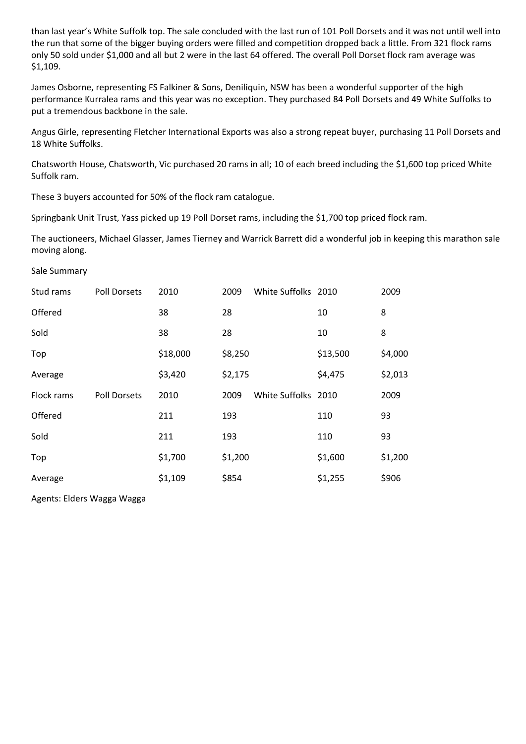than last year's White Suffolk top. The sale concluded with the last run of 101 Poll Dorsets and it was not until well into the run that some of the bigger buying orders were filled and competition dropped back a little. From 321 flock rams only 50 sold under $1,000 and all but 2 were in the last 64 offered. The overall Poll Dorset flock ram average was $1,109.

James Osborne, representing FS Falkiner & Sons, Deniliquin, NSW has been a wonderful supporter of the high performance Kurralea rams and this year was no exception. They purchased 84 Poll Dorsets and 49 White Suffolks to put a tremendous backbone in the sale.

Angus Girle, representing Fletcher International Exports was also a strong repeat buyer, purchasing 11 Poll Dorsets and 18 White Suffolks.

Chatsworth House, Chatsworth, Vic purchased 20 rams in all; 10 of each breed including the $1,600 top priced White Suffolk ram.

These 3 buyers accounted for 50% of the flock ram catalogue.

Springbank Unit Trust, Yass picked up 19 Poll Dorset rams, including the $1,700 top priced flock ram.

The auctioneers, Michael Glasser, James Tierney and Warrick Barrett did a wonderful job in keeping this marathon sale moving along.

Sale Summary

| Stud rams | Poll Dorsets | 2010 | 2009 | White Suffolks | 2010 | 2009 |
|---|---|---|---|---|---|---|
| Offered | | 38 | 28 | | 10 | 8 |
| Sold | | 38 | 28 | | 10 | 8 |
| Top | | $18,000 | $8,250 | | $13,500 | $4,000 |
| Average | | $3,420 | $2,175 | | $4,475 | $2,013 |
| Flock rams | Poll Dorsets | 2010 | 2009 | White Suffolks | 2010 | 2009 |
| Offered | | 211 | 193 | | 110 | 93 |
| Sold | | 211 | 193 | | 110 | 93 |
| Top | | $1,700 | $1,200 | | $1,600 | $1,200 |
| Average | | $1,109 | $854 | | $1,255 | $906 |

Agents: Elders Wagga Wagga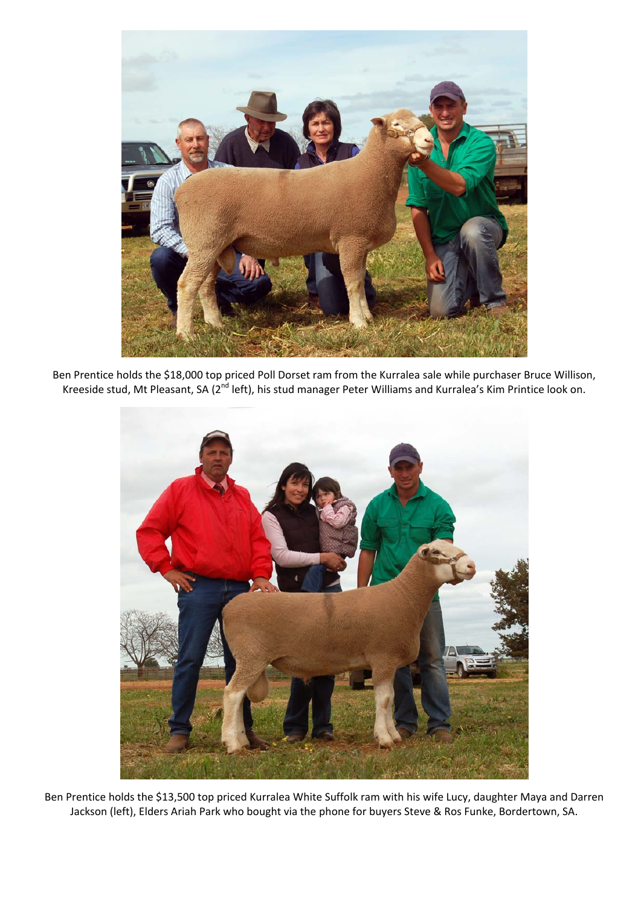Ben Prentice holds the $18,000 top priced Poll Dorset ram from the Kurralea sale while purchaser Bruce Willison, Kreeside stud, Mt Pleasant, SA (2nd left), his stud manager Peter Williams and Kurralea's Kim Printice look on.

Ben Prentice holds the $13,500 top priced Kurralea White Suffolk ram with his wife Lucy, daughter Maya and Darren Jackson (left), Elders Ariah Park who bought via the phone for buyers Steve & Ros Funke, Bordertown, SA.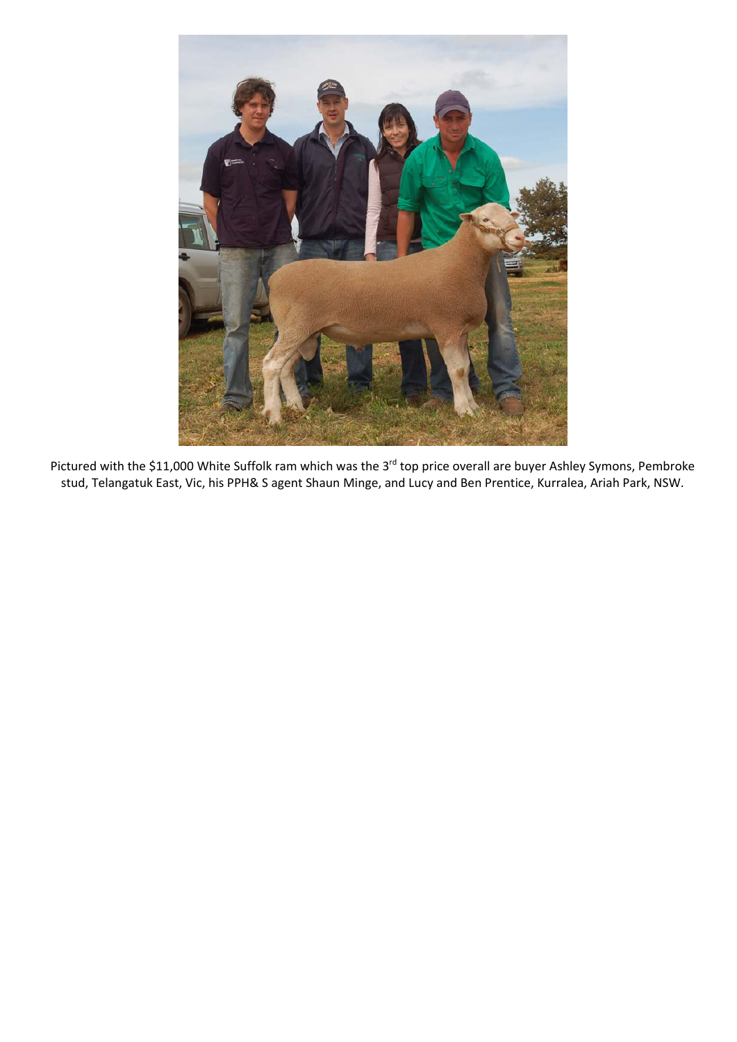Pictured with the $11,000 White Suffolk ram which was the 3rd top price overall are buyer Ashley Symons, Pembroke stud, Telangatuk East, Vic, his PPH& S agent Shaun Minge, and Lucy and Ben Prentice, Kurralea, Ariah Park, NSW.